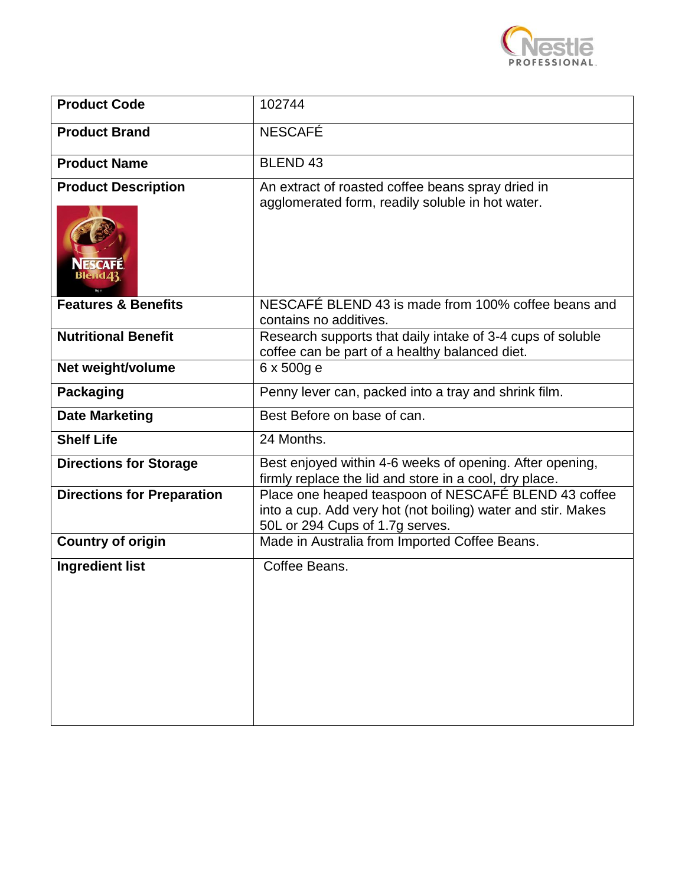| Product Code | 102744 |
| --- | --- |
| Product Brand | NESCAFÉ |
| Product Name | BLEND 43 |
| Product Description | An extract of roasted coffee beans spray dried in agglomerated form, readily soluble in hot water. |
| Features & Benefits | NESCAFÉ BLEND 43 is made from 100% coffee beans and contains no additives. |
| Nutritional Benefit | Research supports that daily intake of 3-4 cups of soluble coffee can be part of a healthy balanced diet. |
| Net weight/volume | 6 x 500g e |
| Packaging | Penny lever can, packed into a tray and shrink film. |
| Date Marketing | Best Before on base of can. |
| Shelf Life | 24 Months. |
| Directions for Storage | Best enjoyed within 4-6 weeks of opening. After opening, firmly replace the lid and store in a cool, dry place. |
| Directions for Preparation | Place one heaped teaspoon of NESCAFÉ BLEND 43 coffee into a cup. Add very hot (not boiling) water and stir. Makes 50L or 294 Cups of 1.7g serves. |
| Country of origin | Made in Australia from Imported Coffee Beans. |
| Ingredient list | Coffee Beans. |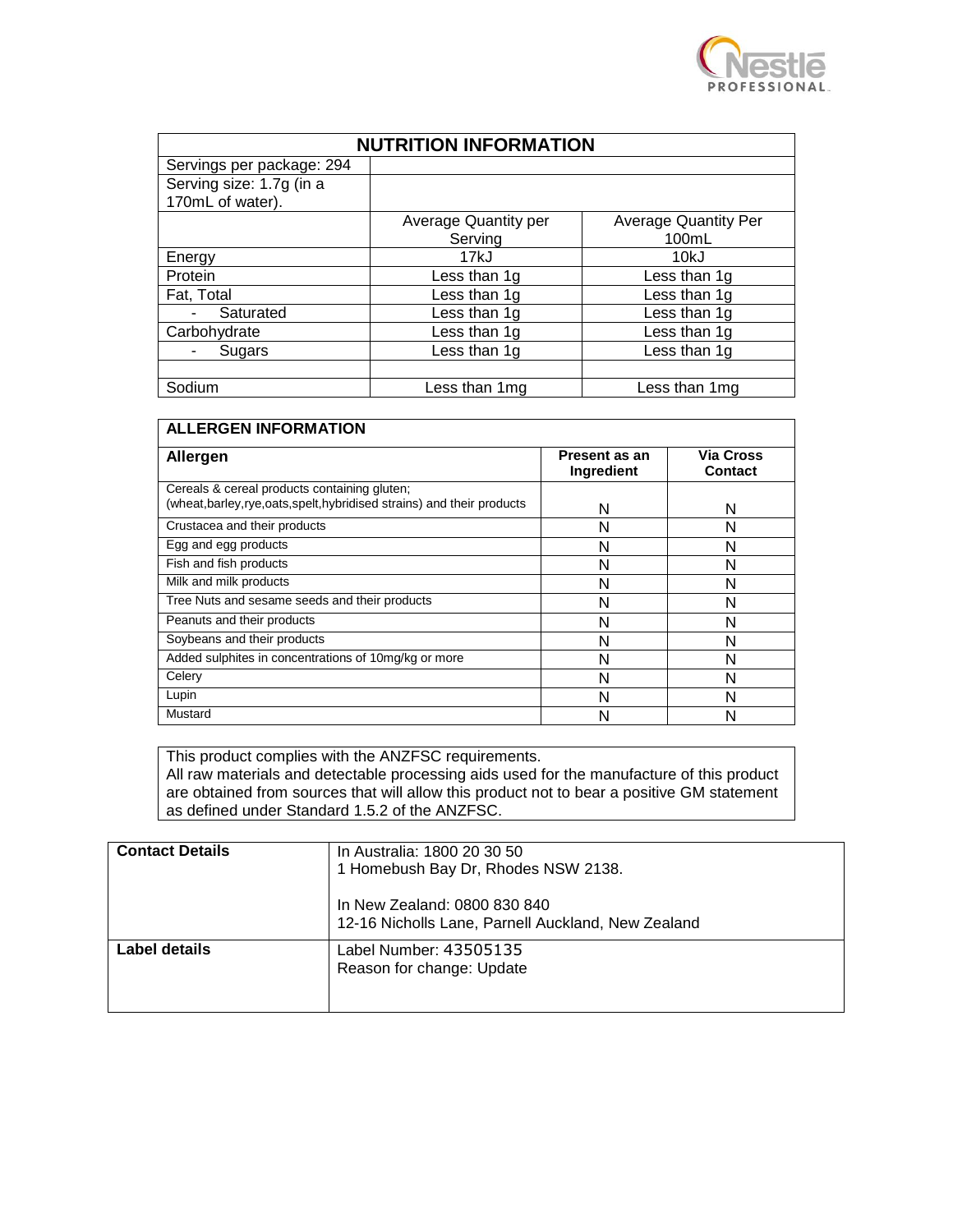| NUTRITION INFORMATION | | |
|---|---|---|
| Servings per package: 294 | | |
| Serving size: 1.7g (in a 170mL of water). | | |
| | Average Quantity per Serving | Average Quantity Per 100mL |
| Energy | 17kJ | 10kJ |
| Protein | Less than 1g | Less than 1g |
| Fat, Total | Less than 1g | Less than 1g |
| - Saturated | Less than 1g | Less than 1g |
| Carbohydrate | Less than 1g | Less than 1g |
| - Sugars | Less than 1g | Less than 1g |
| | | |
| Sodium | Less than 1mg | Less than 1mg |

**ALLERGEN INFORMATION**

| Allergen | Present as an Ingredient | Via Cross Contact |
|---|---|---|
| Cereals & cereal products containing gluten; (wheat,barley,rye,oats,spelt,hybridised strains) and their products | N | N |
| Crustacea and their products | N | N |
| Egg and egg products | N | N |
| Fish and fish products | N | N |
| Milk and milk products | N | N |
| Tree Nuts and sesame seeds and their products | N | N |
| Peanuts and their products | N | N |
| Soybeans and their products | N | N |
| Added sulphites in concentrations of 10mg/kg or more | N | N |
| Celery | N | N |
| Lupin | N | N |
| Mustard | N | N |

This product complies with the ANZFSC requirements.
All raw materials and detectable processing aids used for the manufacture of this product are obtained from sources that will allow this product not to bear a positive GM statement as defined under Standard 1.5.2 of the ANZFSC.

| | |
|---|---|
| **Contact Details** | In Australia: 1800 20 30 50<br>1 Homebush Bay Dr, Rhodes NSW 2138.<br><br>In New Zealand: 0800 830 840<br>12-16 Nicholls Lane, Parnell Auckland, New Zealand |
| **Label details** | Label Number: 43505135<br>Reason for change: Update |